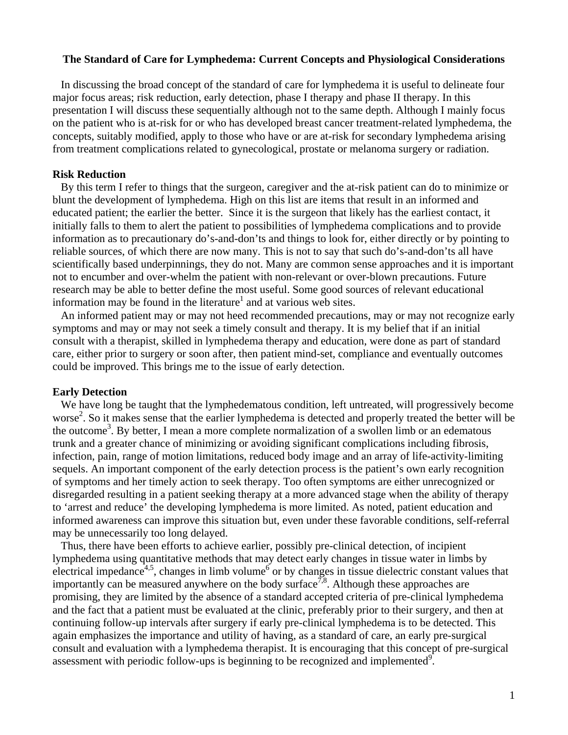# The Standard of Care for Lymphedema: Current Concepts and Physiological Considerations

In discussing the broad concept of the standard of care for lymphedema it is useful to delineate four major focus areas; risk reduction, early detection, phase I therapy and phase II therapy. In this presentation I will discuss these sequentially although not to the same depth. Although I mainly focus on the patient who is at-risk for or who has developed breast cancer treatment-related lymphedema, the concepts, suitably modified, apply to those who have or are at-risk for secondary lymphedema arising from treatment complications related to gynecological, prostate or melanoma surgery or radiation.

## Risk Reduction

By this term I refer to things that the surgeon, caregiver and the at-risk patient can do to minimize or blunt the development of lymphedema. High on this list are items that result in an informed and educated patient; the earlier the better. Since it is the surgeon that likely has the earliest contact, it initially falls to them to alert the patient to possibilities of lymphedema complications and to provide information as to precautionary do's-and-don'ts and things to look for, either directly or by pointing to reliable sources, of which there are now many. This is not to say that such do's-and-don'ts all have scientifically based underpinnings, they do not. Many are common sense approaches and it is important not to encumber and over-whelm the patient with non-relevant or over-blown precautions. Future research may be able to better define the most useful. Some good sources of relevant educational information may be found in the literature[1] and at various web sites.

An informed patient may or may not heed recommended precautions, may or may not recognize early symptoms and may or may not seek a timely consult and therapy. It is my belief that if an initial consult with a therapist, skilled in lymphedema therapy and education, were done as part of standard care, either prior to surgery or soon after, then patient mind-set, compliance and eventually outcomes could be improved. This brings me to the issue of early detection.

## Early Detection

We have long be taught that the lymphedematous condition, left untreated, will progressively become worse[2]. So it makes sense that the earlier lymphedema is detected and properly treated the better will be the outcome[3]. By better, I mean a more complete normalization of a swollen limb or an edematous trunk and a greater chance of minimizing or avoiding significant complications including fibrosis, infection, pain, range of motion limitations, reduced body image and an array of life-activity-limiting sequels. An important component of the early detection process is the patient's own early recognition of symptoms and her timely action to seek therapy. Too often symptoms are either unrecognized or disregarded resulting in a patient seeking therapy at a more advanced stage when the ability of therapy to 'arrest and reduce' the developing lymphedema is more limited. As noted, patient education and informed awareness can improve this situation but, even under these favorable conditions, self-referral may be unnecessarily too long delayed.

Thus, there have been efforts to achieve earlier, possibly pre-clinical detection, of incipient lymphedema using quantitative methods that may detect early changes in tissue water in limbs by electrical impedance[4,5], changes in limb volume[6] or by changes in tissue dielectric constant values that importantly can be measured anywhere on the body surface[7,8]. Although these approaches are promising, they are limited by the absence of a standard accepted criteria of pre-clinical lymphedema and the fact that a patient must be evaluated at the clinic, preferably prior to their surgery, and then at continuing follow-up intervals after surgery if early pre-clinical lymphedema is to be detected. This again emphasizes the importance and utility of having, as a standard of care, an early pre-surgical consult and evaluation with a lymphedema therapist. It is encouraging that this concept of pre-surgical assessment with periodic follow-ups is beginning to be recognized and implemented[9].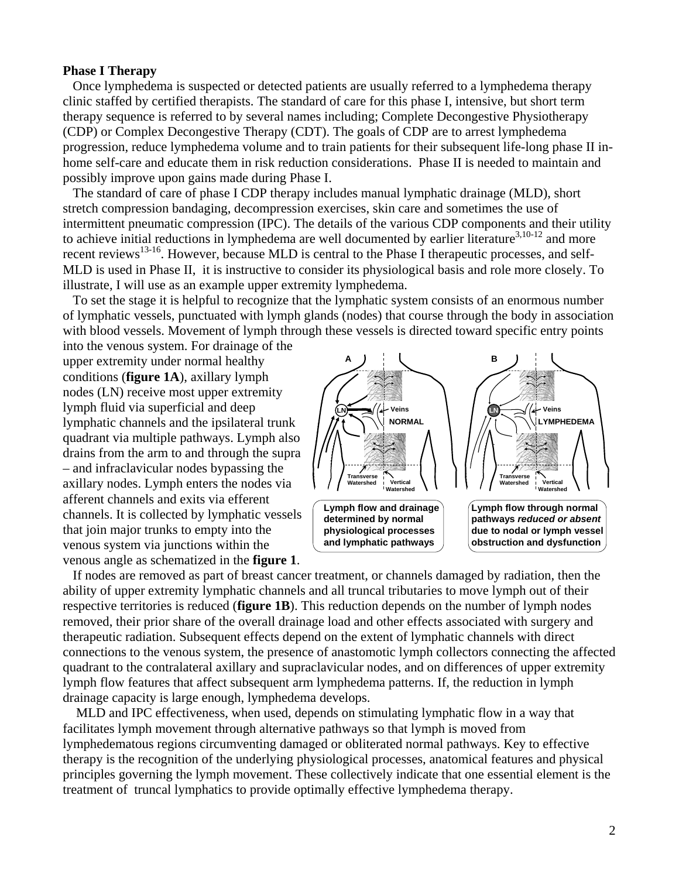**Phase I Therapy**

Once lymphedema is suspected or detected patients are usually referred to a lymphedema therapy clinic staffed by certified therapists. The standard of care for this phase I, intensive, but short term therapy sequence is referred to by several names including; Complete Decongestive Physiotherapy (CDP) or Complex Decongestive Therapy (CDT). The goals of CDP are to arrest lymphedema progression, reduce lymphedema volume and to train patients for their subsequent life-long phase II in-home self-care and educate them in risk reduction considerations. Phase II is needed to maintain and possibly improve upon gains made during Phase I.

The standard of care of phase I CDP therapy includes manual lymphatic drainage (MLD), short stretch compression bandaging, decompression exercises, skin care and sometimes the use of intermittent pneumatic compression (IPC). The details of the various CDP components and their utility to achieve initial reductions in lymphedema are well documented by earlier literature[3,10-12] and more recent reviews[13-16]. However, because MLD is central to the Phase I therapeutic processes, and self-MLD is used in Phase II, it is instructive to consider its physiological basis and role more closely. To illustrate, I will use as an example upper extremity lymphedema.

To set the stage it is helpful to recognize that the lymphatic system consists of an enormous number of lymphatic vessels, punctuated with lymph glands (nodes) that course through the body in association with blood vessels. Movement of lymph through these vessels is directed toward specific entry points into the venous system. For drainage of the upper extremity under normal healthy conditions (**figure 1A**), axillary lymph nodes (LN) receive most upper extremity lymph fluid via superficial and deep lymphatic channels and the ipsilateral trunk quadrant via multiple pathways. Lymph also drains from the arm to and through the supra – and infraclavicular nodes bypassing the axillary nodes. Lymph enters the nodes via afferent channels and exits via efferent channels. It is collected by lymphatic vessels that join major trunks to empty into the venous system via junctions within the venous angle as schematized in the **figure 1**.

A: Lymph flow and drainage determined by normal physiological processes and lymphatic pathways

B: Lymph flow through normal pathways *reduced or absent* due to nodal or lymph vessel obstruction and dysfunction

If nodes are removed as part of breast cancer treatment, or channels damaged by radiation, then the ability of upper extremity lymphatic channels and all truncal tributaries to move lymph out of their respective territories is reduced (**figure 1B**). This reduction depends on the number of lymph nodes removed, their prior share of the overall drainage load and other effects associated with surgery and therapeutic radiation. Subsequent effects depend on the extent of lymphatic channels with direct connections to the venous system, the presence of anastomotic lymph collectors connecting the affected quadrant to the contralateral axillary and supraclavicular nodes, and on differences of upper extremity lymph flow features that affect subsequent arm lymphedema patterns. If, the reduction in lymph drainage capacity is large enough, lymphedema develops.

MLD and IPC effectiveness, when used, depends on stimulating lymphatic flow in a way that facilitates lymph movement through alternative pathways so that lymph is moved from lymphedematous regions circumventing damaged or obliterated normal pathways. Key to effective therapy is the recognition of the underlying physiological processes, anatomical features and physical principles governing the lymph movement. These collectively indicate that one essential element is the treatment of truncal lymphatics to provide optimally effective lymphedema therapy.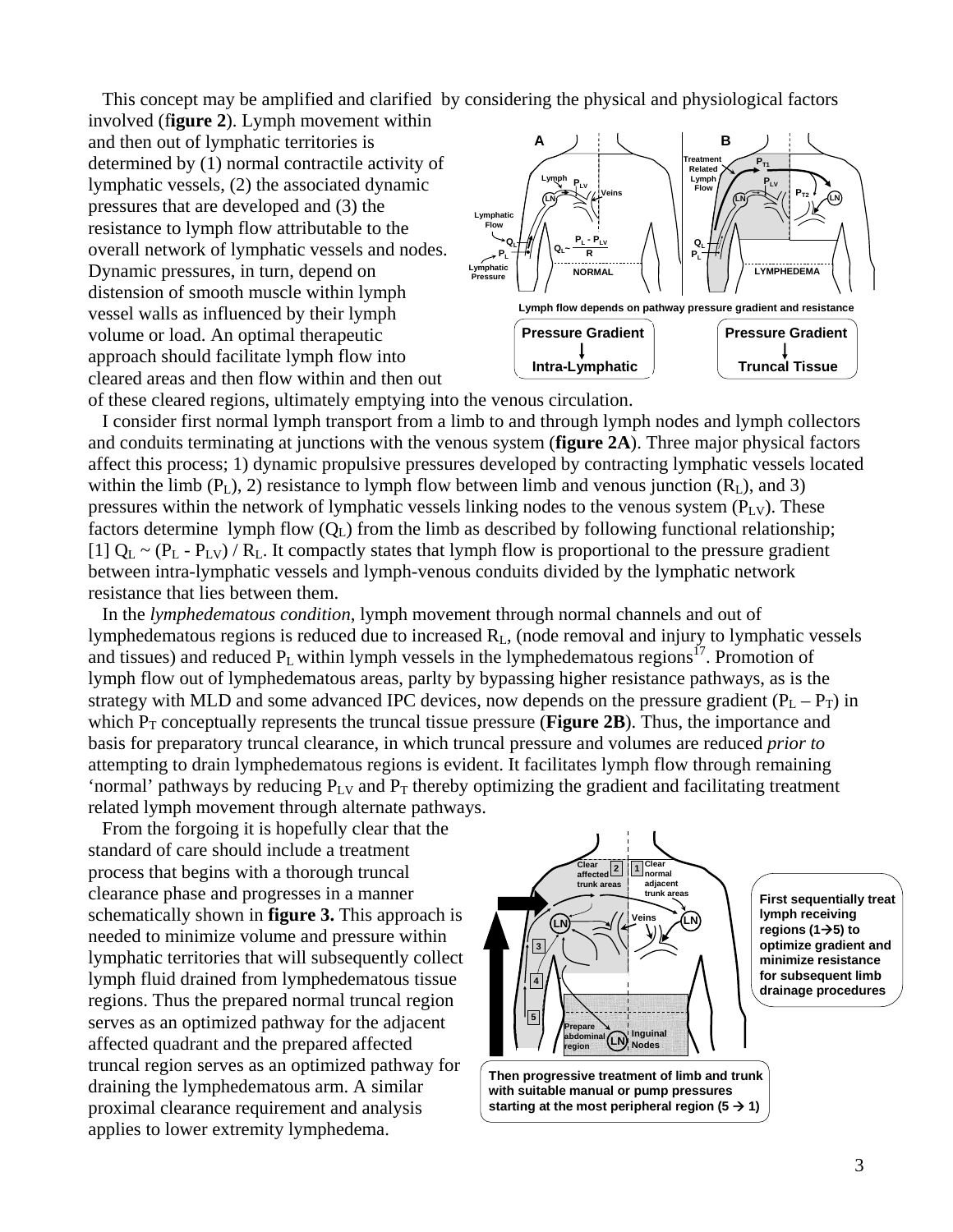This concept may be amplified and clarified by considering the physical and physiological factors involved (**figure 2**). Lymph movement within and then out of lymphatic territories is determined by (1) normal contractile activity of lymphatic vessels, (2) the associated dynamic pressures that are developed and (3) the resistance to lymph flow attributable to the overall network of lymphatic vessels and nodes. Dynamic pressures, in turn, depend on distension of smooth muscle within lymph vessel walls as influenced by their lymph volume or load. An optimal therapeutic approach should facilitate lymph flow into cleared areas and then flow within and then out of these cleared regions, ultimately emptying into the venous circulation.

I consider first normal lymph transport from a limb to and through lymph nodes and lymph collectors and conduits terminating at junctions with the venous system (**figure 2A**). Three major physical factors affect this process; 1) dynamic propulsive pressures developed by contracting lymphatic vessels located within the limb ($P_L$), 2) resistance to lymph flow between limb and venous junction ($R_L$), and 3) pressures within the network of lymphatic vessels linking nodes to the venous system ($P_{LV}$). These factors determine lymph flow ($Q_L$) from the limb as described by following functional relationship; [1] $Q_L \sim (P_L - P_{LV}) / R_L$. It compactly states that lymph flow is proportional to the pressure gradient between intra-lymphatic vessels and lymph-venous conduits divided by the lymphatic network resistance that lies between them.

In the *lymphedematous condition,* lymph movement through normal channels and out of lymphedematous regions is reduced due to increased $R_L$, (node removal and injury to lymphatic vessels and tissues) and reduced $P_L$ within lymph vessels in the lymphedematous regions[17]. Promotion of lymph flow out of lymphedematous areas, parlty by bypassing higher resistance pathways, as is the strategy with MLD and some advanced IPC devices, now depends on the pressure gradient ($P_L - P_T$) in which $P_T$ conceptually represents the truncal tissue pressure (**Figure 2B**). Thus, the importance and basis for preparatory truncal clearance, in which truncal pressure and volumes are reduced *prior to* attempting to drain lymphedematous regions is evident. It facilitates lymph flow through remaining 'normal' pathways by reducing $P_{LV}$ and $P_T$ thereby optimizing the gradient and facilitating treatment related lymph movement through alternate pathways.

From the forgoing it is hopefully clear that the standard of care should include a treatment process that begins with a thorough truncal clearance phase and progresses in a manner schematically shown in **figure 3.** This approach is needed to minimize volume and pressure within lymphatic territories that will subsequently collect lymph fluid drained from lymphedematous tissue regions. Thus the prepared normal truncal region serves as an optimized pathway for the adjacent affected quadrant and the prepared affected truncal region serves as an optimized pathway for draining the lymphedematous arm. A similar proximal clearance requirement and analysis applies to lower extremity lymphedema.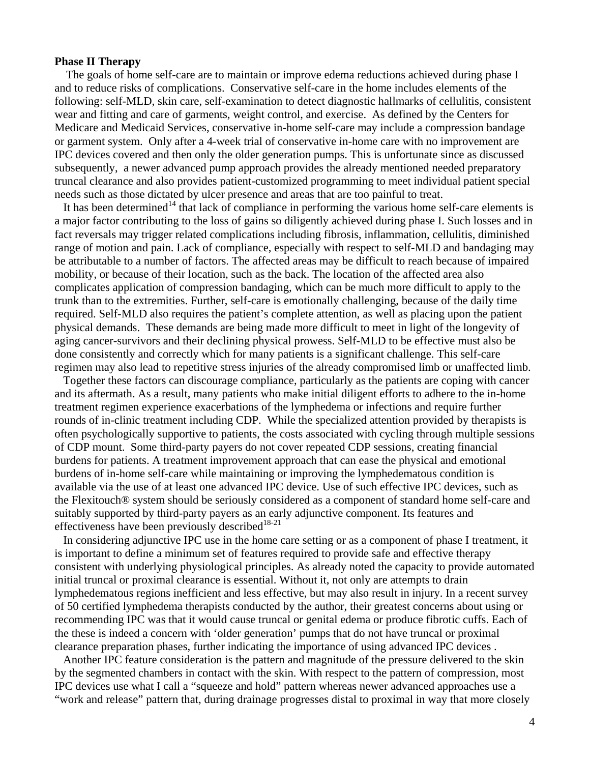**Phase II Therapy**

The goals of home self-care are to maintain or improve edema reductions achieved during phase I and to reduce risks of complications. Conservative self-care in the home includes elements of the following: self-MLD, skin care, self-examination to detect diagnostic hallmarks of cellulitis, consistent wear and fitting and care of garments, weight control, and exercise. As defined by the Centers for Medicare and Medicaid Services, conservative in-home self-care may include a compression bandage or garment system. Only after a 4-week trial of conservative in-home care with no improvement are IPC devices covered and then only the older generation pumps. This is unfortunate since as discussed subsequently, a newer advanced pump approach provides the already mentioned needed preparatory truncal clearance and also provides patient-customized programming to meet individual patient special needs such as those dictated by ulcer presence and areas that are too painful to treat.

It has been determined[14] that lack of compliance in performing the various home self-care elements is a major factor contributing to the loss of gains so diligently achieved during phase I. Such losses and in fact reversals may trigger related complications including fibrosis, inflammation, cellulitis, diminished range of motion and pain. Lack of compliance, especially with respect to self-MLD and bandaging may be attributable to a number of factors. The affected areas may be difficult to reach because of impaired mobility, or because of their location, such as the back. The location of the affected area also complicates application of compression bandaging, which can be much more difficult to apply to the trunk than to the extremities. Further, self-care is emotionally challenging, because of the daily time required. Self-MLD also requires the patient's complete attention, as well as placing upon the patient physical demands. These demands are being made more difficult to meet in light of the longevity of aging cancer-survivors and their declining physical prowess. Self-MLD to be effective must also be done consistently and correctly which for many patients is a significant challenge. This self-care regimen may also lead to repetitive stress injuries of the already compromised limb or unaffected limb.

Together these factors can discourage compliance, particularly as the patients are coping with cancer and its aftermath. As a result, many patients who make initial diligent efforts to adhere to the in-home treatment regimen experience exacerbations of the lymphedema or infections and require further rounds of in-clinic treatment including CDP. While the specialized attention provided by therapists is often psychologically supportive to patients, the costs associated with cycling through multiple sessions of CDP mount. Some third-party payers do not cover repeated CDP sessions, creating financial burdens for patients. A treatment improvement approach that can ease the physical and emotional burdens of in-home self-care while maintaining or improving the lymphedematous condition is available via the use of at least one advanced IPC device. Use of such effective IPC devices, such as the Flexitouch® system should be seriously considered as a component of standard home self-care and suitably supported by third-party payers as an early adjunctive component. Its features and effectiveness have been previously described[18-21]

In considering adjunctive IPC use in the home care setting or as a component of phase I treatment, it is important to define a minimum set of features required to provide safe and effective therapy consistent with underlying physiological principles. As already noted the capacity to provide automated initial truncal or proximal clearance is essential. Without it, not only are attempts to drain lymphedematous regions inefficient and less effective, but may also result in injury. In a recent survey of 50 certified lymphedema therapists conducted by the author, their greatest concerns about using or recommending IPC was that it would cause truncal or genital edema or produce fibrotic cuffs. Each of the these is indeed a concern with 'older generation' pumps that do not have truncal or proximal clearance preparation phases, further indicating the importance of using advanced IPC devices .

Another IPC feature consideration is the pattern and magnitude of the pressure delivered to the skin by the segmented chambers in contact with the skin. With respect to the pattern of compression, most IPC devices use what I call a "squeeze and hold" pattern whereas newer advanced approaches use a "work and release" pattern that, during drainage progresses distal to proximal in way that more closely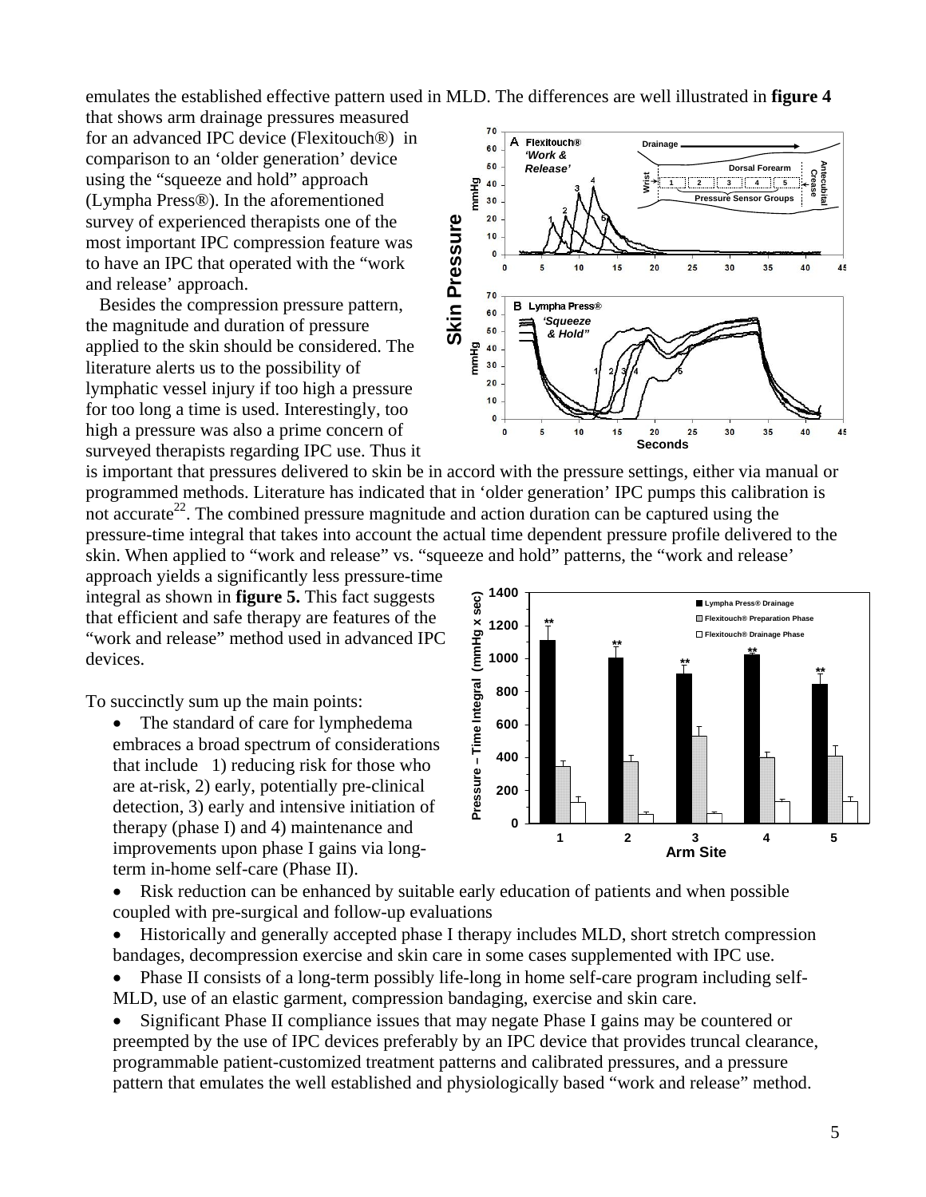emulates the established effective pattern used in MLD. The differences are well illustrated in **figure 4** that shows arm drainage pressures measured for an advanced IPC device (Flexitouch®) in comparison to an 'older generation' device using the "squeeze and hold" approach (Lympha Press®). In the aforementioned survey of experienced therapists one of the most important IPC compression feature was to have an IPC that operated with the "work and release' approach.

Besides the compression pressure pattern, the magnitude and duration of pressure applied to the skin should be considered. The literature alerts us to the possibility of lymphatic vessel injury if too high a pressure for too long a time is used. Interestingly, too high a pressure was also a prime concern of surveyed therapists regarding IPC use. Thus it is important that pressures delivered to skin be in accord with the pressure settings, either via manual or programmed methods. Literature has indicated that in 'older generation' IPC pumps this calibration is not accurate[22]. The combined pressure magnitude and action duration can be captured using the pressure-time integral that takes into account the actual time dependent pressure profile delivered to the skin. When applied to "work and release" vs. "squeeze and hold" patterns, the "work and release' approach yields a significantly less pressure-time integral as shown in **figure 5.** This fact suggests that efficient and safe therapy are features of the "work and release" method used in advanced IPC devices.

To succinctly sum up the main points:

- The standard of care for lymphedema embraces a broad spectrum of considerations that include 1) reducing risk for those who are at-risk, 2) early, potentially pre-clinical detection, 3) early and intensive initiation of therapy (phase I) and 4) maintenance and improvements upon phase I gains via long-term in-home self-care (Phase II).
- Risk reduction can be enhanced by suitable early education of patients and when possible coupled with pre-surgical and follow-up evaluations
- Historically and generally accepted phase I therapy includes MLD, short stretch compression bandages, decompression exercise and skin care in some cases supplemented with IPC use.
- Phase II consists of a long-term possibly life-long in home self-care program including self-MLD, use of an elastic garment, compression bandaging, exercise and skin care.
- Significant Phase II compliance issues that may negate Phase I gains may be countered or preempted by the use of IPC devices preferably by an IPC device that provides truncal clearance, programmable patient-customized treatment patterns and calibrated pressures, and a pressure pattern that emulates the well established and physiologically based "work and release" method.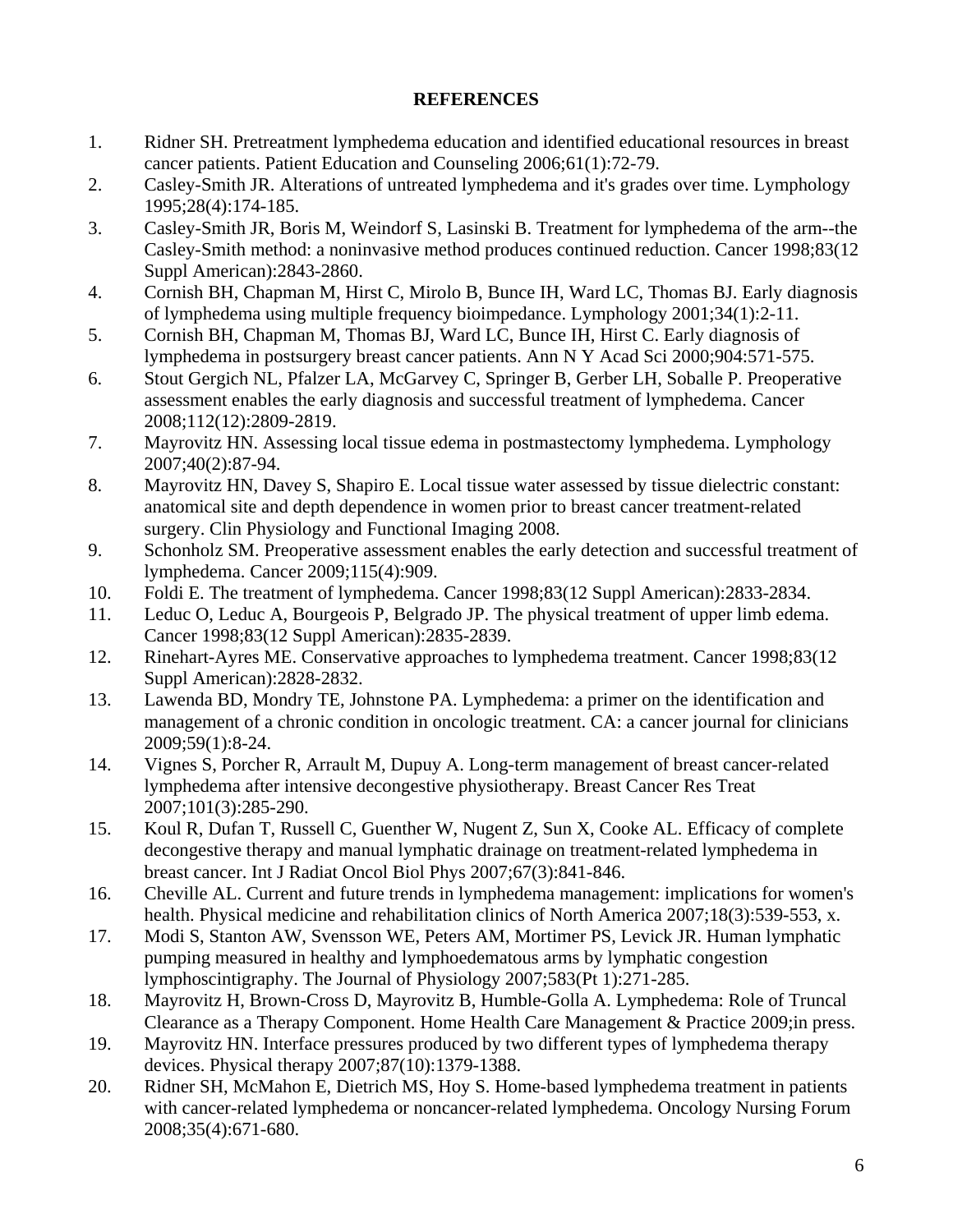## REFERENCES

1. Ridner SH. Pretreatment lymphedema education and identified educational resources in breast cancer patients. Patient Education and Counseling 2006;61(1):72-79.
2. Casley-Smith JR. Alterations of untreated lymphedema and it's grades over time. Lymphology 1995;28(4):174-185.
3. Casley-Smith JR, Boris M, Weindorf S, Lasinski B. Treatment for lymphedema of the arm--the Casley-Smith method: a noninvasive method produces continued reduction. Cancer 1998;83(12 Suppl American):2843-2860.
4. Cornish BH, Chapman M, Hirst C, Mirolo B, Bunce IH, Ward LC, Thomas BJ. Early diagnosis of lymphedema using multiple frequency bioimpedance. Lymphology 2001;34(1):2-11.
5. Cornish BH, Chapman M, Thomas BJ, Ward LC, Bunce IH, Hirst C. Early diagnosis of lymphedema in postsurgery breast cancer patients. Ann N Y Acad Sci 2000;904:571-575.
6. Stout Gergich NL, Pfalzer LA, McGarvey C, Springer B, Gerber LH, Soballe P. Preoperative assessment enables the early diagnosis and successful treatment of lymphedema. Cancer 2008;112(12):2809-2819.
7. Mayrovitz HN. Assessing local tissue edema in postmastectomy lymphedema. Lymphology 2007;40(2):87-94.
8. Mayrovitz HN, Davey S, Shapiro E. Local tissue water assessed by tissue dielectric constant: anatomical site and depth dependence in women prior to breast cancer treatment-related surgery. Clin Physiology and Functional Imaging 2008.
9. Schonholz SM. Preoperative assessment enables the early detection and successful treatment of lymphedema. Cancer 2009;115(4):909.
10. Foldi E. The treatment of lymphedema. Cancer 1998;83(12 Suppl American):2833-2834.
11. Leduc O, Leduc A, Bourgeois P, Belgrado JP. The physical treatment of upper limb edema. Cancer 1998;83(12 Suppl American):2835-2839.
12. Rinehart-Ayres ME. Conservative approaches to lymphedema treatment. Cancer 1998;83(12 Suppl American):2828-2832.
13. Lawenda BD, Mondry TE, Johnstone PA. Lymphedema: a primer on the identification and management of a chronic condition in oncologic treatment. CA: a cancer journal for clinicians 2009;59(1):8-24.
14. Vignes S, Porcher R, Arrault M, Dupuy A. Long-term management of breast cancer-related lymphedema after intensive decongestive physiotherapy. Breast Cancer Res Treat 2007;101(3):285-290.
15. Koul R, Dufan T, Russell C, Guenther W, Nugent Z, Sun X, Cooke AL. Efficacy of complete decongestive therapy and manual lymphatic drainage on treatment-related lymphedema in breast cancer. Int J Radiat Oncol Biol Phys 2007;67(3):841-846.
16. Cheville AL. Current and future trends in lymphedema management: implications for women's health. Physical medicine and rehabilitation clinics of North America 2007;18(3):539-553, x.
17. Modi S, Stanton AW, Svensson WE, Peters AM, Mortimer PS, Levick JR. Human lymphatic pumping measured in healthy and lymphoedematous arms by lymphatic congestion lymphoscintigraphy. The Journal of Physiology 2007;583(Pt 1):271-285.
18. Mayrovitz H, Brown-Cross D, Mayrovitz B, Humble-Golla A. Lymphedema: Role of Truncal Clearance as a Therapy Component. Home Health Care Management & Practice 2009;in press.
19. Mayrovitz HN. Interface pressures produced by two different types of lymphedema therapy devices. Physical therapy 2007;87(10):1379-1388.
20. Ridner SH, McMahon E, Dietrich MS, Hoy S. Home-based lymphedema treatment in patients with cancer-related lymphedema or noncancer-related lymphedema. Oncology Nursing Forum 2008;35(4):671-680.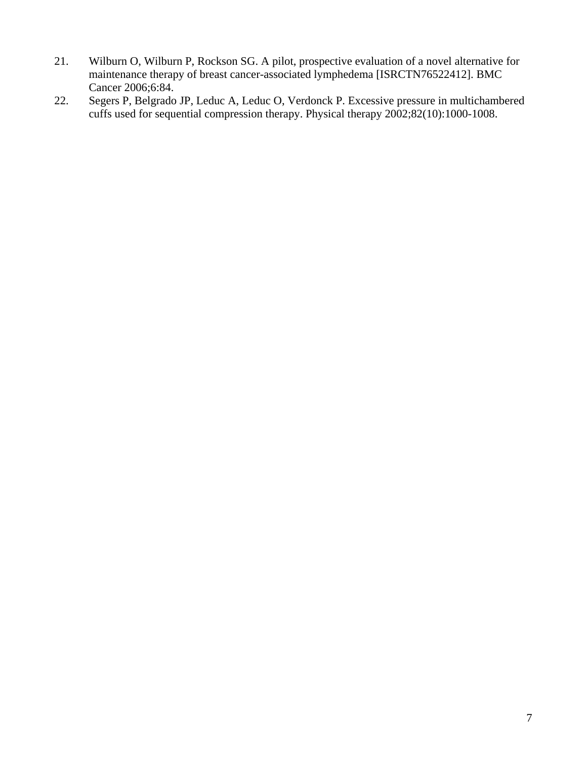21. Wilburn O, Wilburn P, Rockson SG. A pilot, prospective evaluation of a novel alternative for maintenance therapy of breast cancer-associated lymphedema [ISRCTN76522412]. BMC Cancer 2006;6:84.
22. Segers P, Belgrado JP, Leduc A, Leduc O, Verdonck P. Excessive pressure in multichambered cuffs used for sequential compression therapy. Physical therapy 2002;82(10):1000-1008.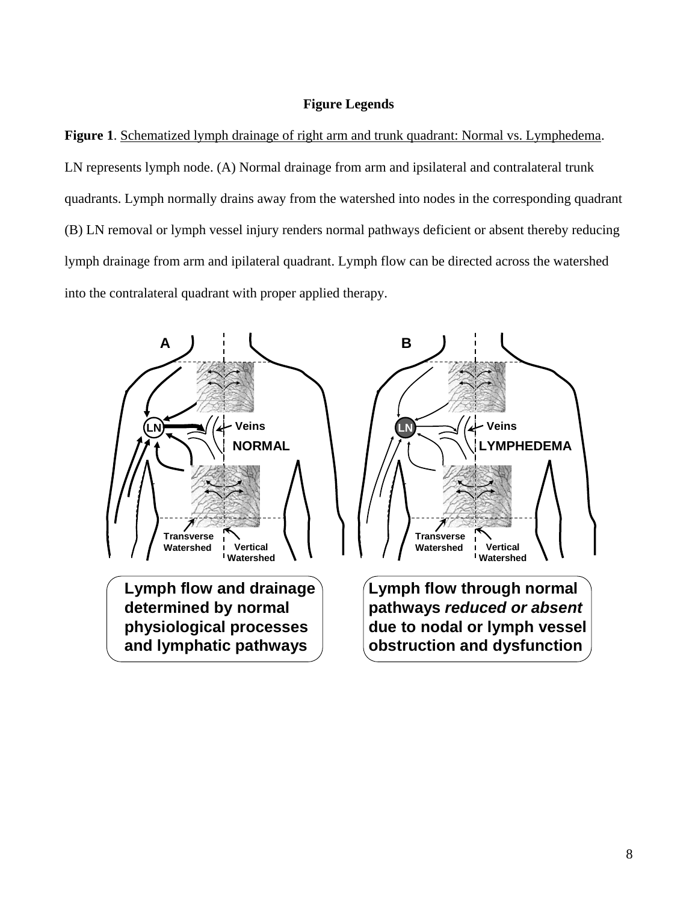## Figure Legends

**Figure 1**. Schematized lymph drainage of right arm and trunk quadrant: Normal vs. Lymphedema. LN represents lymph node. (A) Normal drainage from arm and ipsilateral and contralateral trunk quadrants. Lymph normally drains away from the watershed into nodes in the corresponding quadrant (B) LN removal or lymph vessel injury renders normal pathways deficient or absent thereby reducing lymph drainage from arm and ipilateral quadrant. Lymph flow can be directed across the watershed into the contralateral quadrant with proper applied therapy.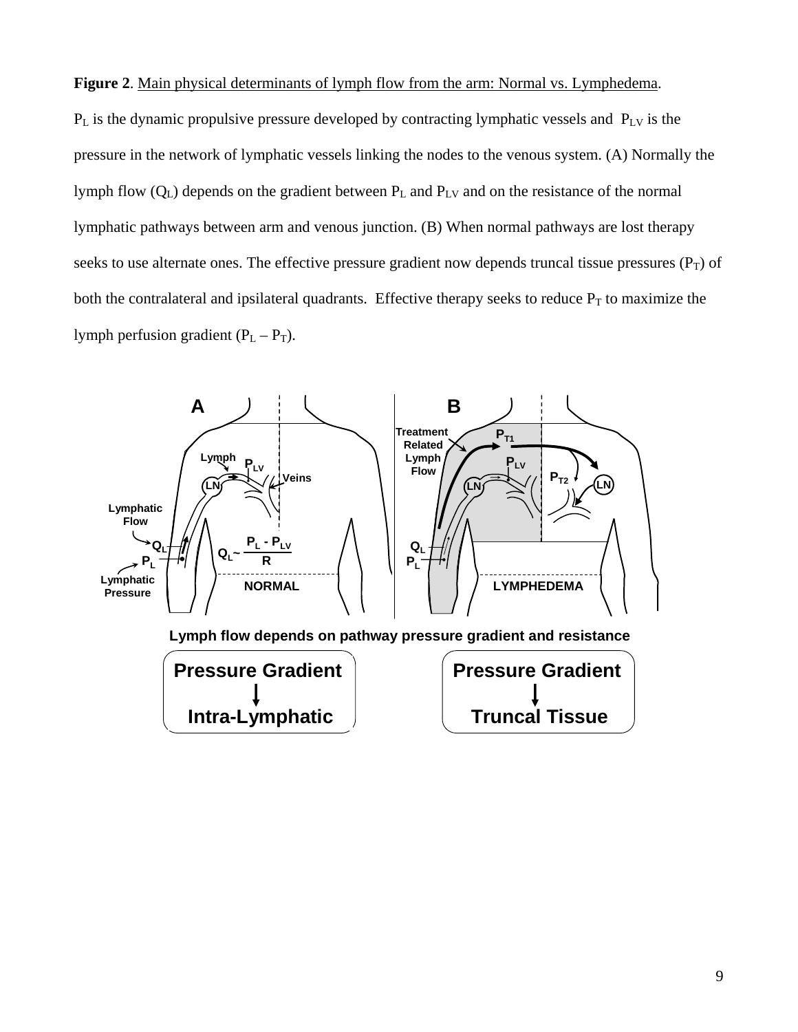**Figure 2**. Main physical determinants of lymph flow from the arm: Normal vs. Lymphedema.

$P_L$ is the dynamic propulsive pressure developed by contracting lymphatic vessels and $P_{LV}$ is the pressure in the network of lymphatic vessels linking the nodes to the venous system. (A) Normally the lymph flow ($Q_L$) depends on the gradient between $P_L$ and $P_{LV}$ and on the resistance of the normal lymphatic pathways between arm and venous junction. (B) When normal pathways are lost therapy seeks to use alternate ones. The effective pressure gradient now depends truncal tissue pressures ($P_T$) of both the contralateral and ipsilateral quadrants. Effective therapy seeks to reduce $P_T$ to maximize the lymph perfusion gradient ($P_L – P_T$).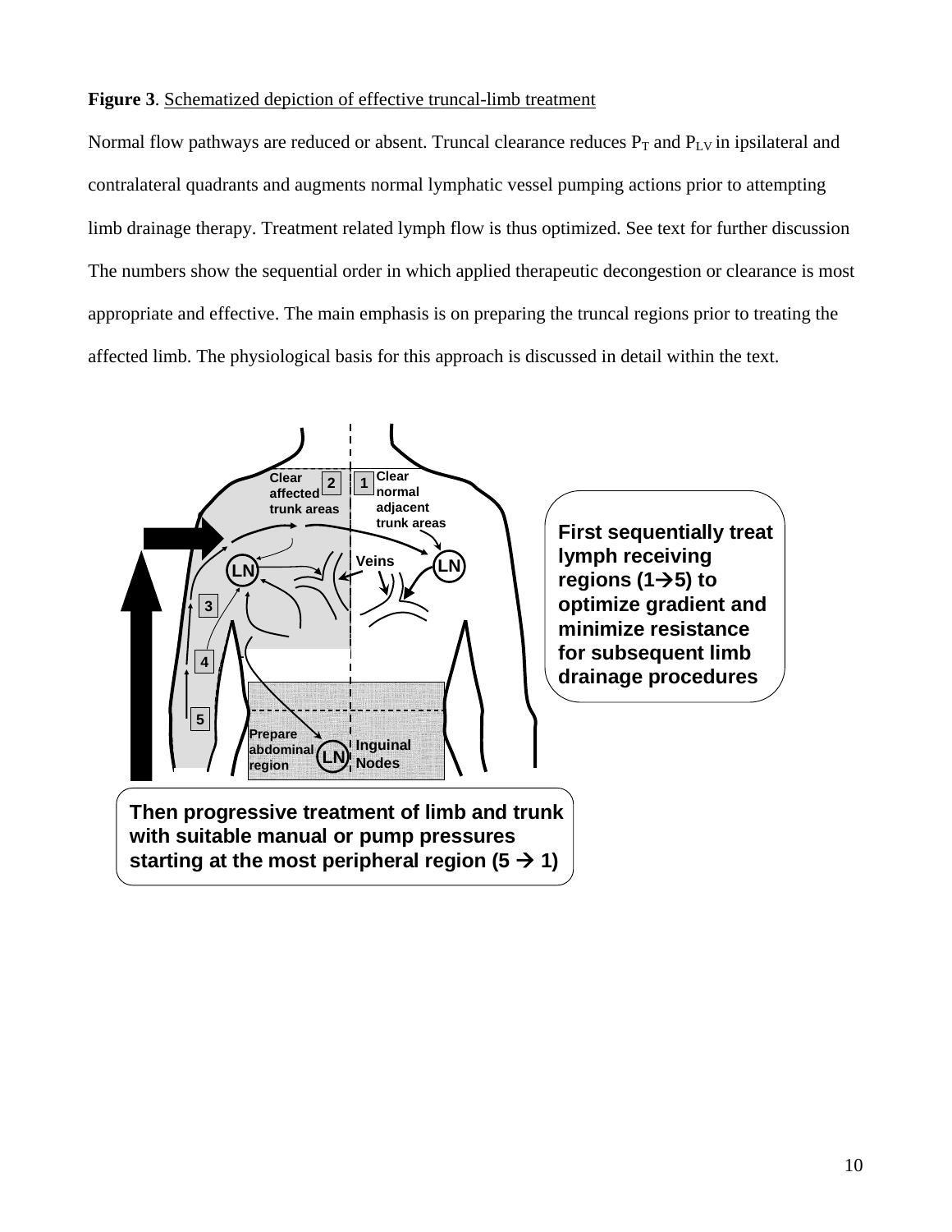**Figure 3**. Schematized depiction of effective truncal-limb treatment

Normal flow pathways are reduced or absent. Truncal clearance reduces $P_T$ and $P_{LV}$ in ipsilateral and contralateral quadrants and augments normal lymphatic vessel pumping actions prior to attempting limb drainage therapy. Treatment related lymph flow is thus optimized. See text for further discussion The numbers show the sequential order in which applied therapeutic decongestion or clearance is most appropriate and effective. The main emphasis is on preparing the truncal regions prior to treating the affected limb. The physiological basis for this approach is discussed in detail within the text.

Clear affected trunk areas (2)

Clear normal adjacent trunk areas (1)

Veins

LN

Prepare abdominal region

Inguinal Nodes

**First sequentially treat lymph receiving regions (1→5) to optimize gradient and minimize resistance for subsequent limb drainage procedures**

**Then progressive treatment of limb and trunk with suitable manual or pump pressures starting at the most peripheral region (5 → 1)**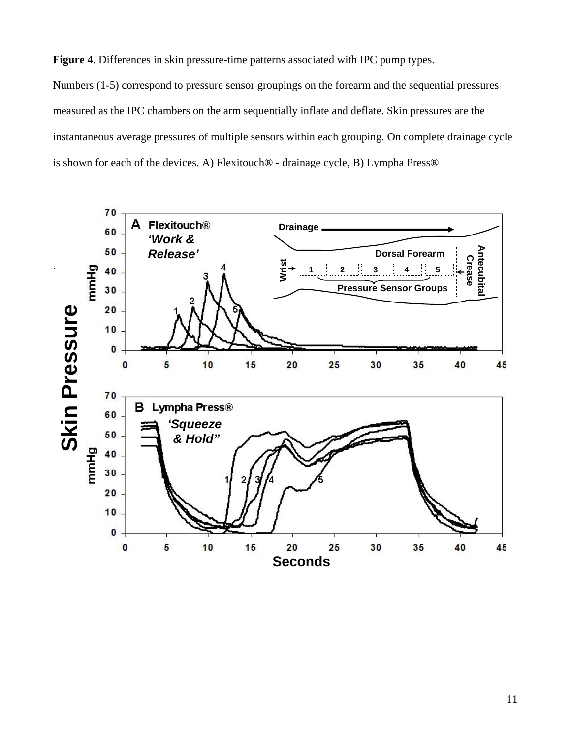**Figure 4**. Differences in skin pressure-time patterns associated with IPC pump types.

Numbers (1-5) correspond to pressure sensor groupings on the forearm and the sequential pressures measured as the IPC chambers on the arm sequentially inflate and deflate. Skin pressures are the instantaneous average pressures of multiple sensors within each grouping. On complete drainage cycle is shown for each of the devices. A) Flexitouch® - drainage cycle, B) Lympha Press®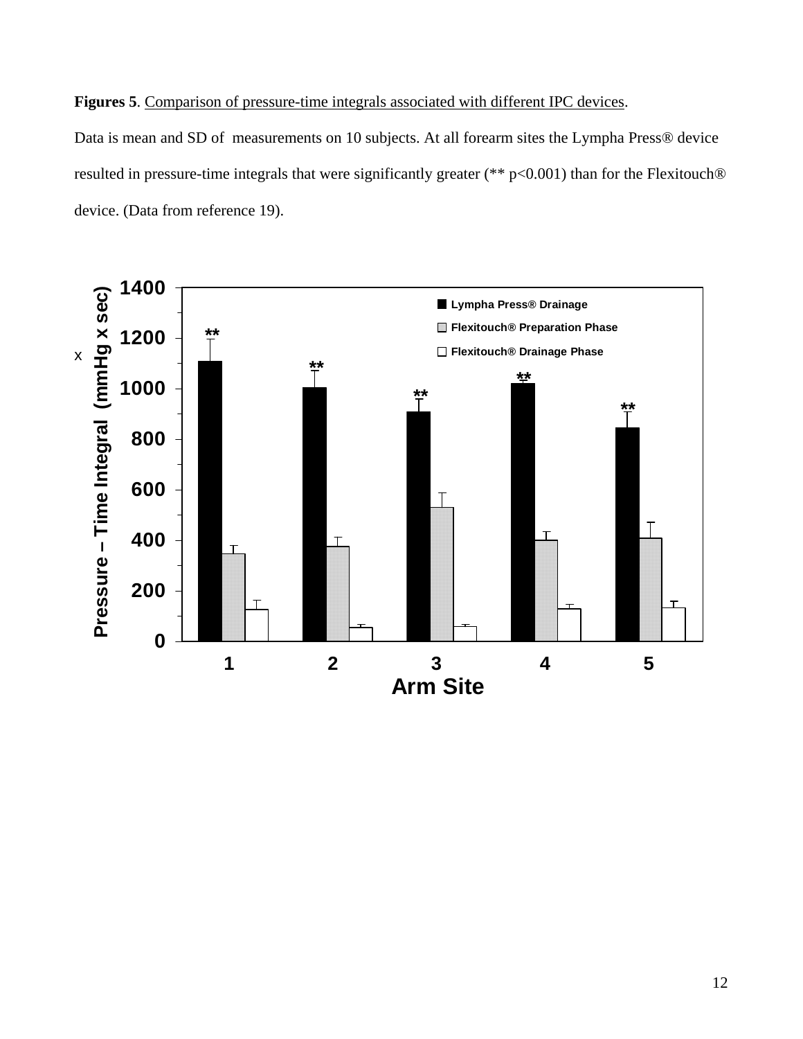**Figures 5**. Comparison of pressure-time integrals associated with different IPC devices.

Data is mean and SD of measurements on 10 subjects. At all forearm sites the Lympha Press® device resulted in pressure-time integrals that were significantly greater (** p<0.001) than for the Flexitouch® device. (Data from reference 19).

Pressure – Time Integral (mmHg x sec)

x

1400
1200
1000
800
600
400
200
0

Lympha Press® Drainage
Flexitouch® Preparation Phase
Flexitouch® Drainage Phase

**
**
**
**
**

1
2
3
4
5

Arm Site